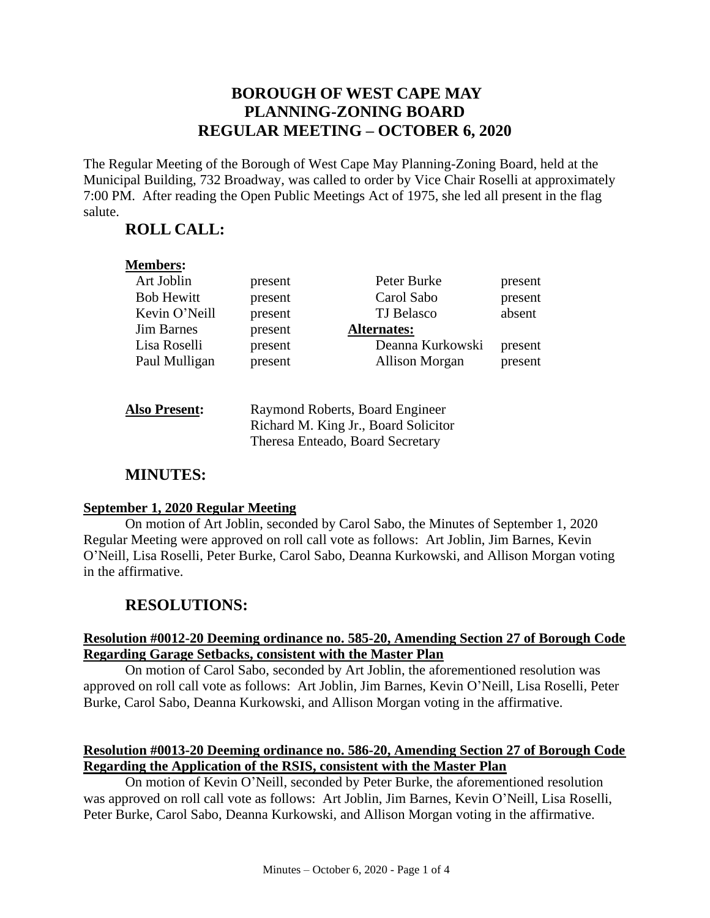# BOROUGH OF WEST CAPE MAY
# PLANNING-ZONING BOARD
# REGULAR MEETING – OCTOBER 6, 2020

The Regular Meeting of the Borough of West Cape May Planning-Zoning Board, held at the Municipal Building, 732 Broadway, was called to order by Vice Chair Roselli at approximately 7:00 PM. After reading the Open Public Meetings Act of 1975, she led all present in the flag salute.

## ROLL CALL:

**Members:**

| | | | |
|---|---|---|---|
| Art Joblin | present | Peter Burke | present |
| Bob Hewitt | present | Carol Sabo | present |
| Kevin O'Neill | present | TJ Belasco | absent |
| Jim Barnes | present | **Alternates:** | |
| Lisa Roselli | present | Deanna Kurkowski | present |
| Paul Mulligan | present | Allison Morgan | present |

**Also Present:**
Raymond Roberts, Board Engineer
Richard M. King Jr., Board Solicitor
Theresa Enteado, Board Secretary

## MINUTES:

**September 1, 2020 Regular Meeting**

On motion of Art Joblin, seconded by Carol Sabo, the Minutes of September 1, 2020 Regular Meeting were approved on roll call vote as follows: Art Joblin, Jim Barnes, Kevin O'Neill, Lisa Roselli, Peter Burke, Carol Sabo, Deanna Kurkowski, and Allison Morgan voting in the affirmative.

## RESOLUTIONS:

**Resolution #0012-20 Deeming ordinance no. 585-20, Amending Section 27 of Borough Code Regarding Garage Setbacks, consistent with the Master Plan**

On motion of Carol Sabo, seconded by Art Joblin, the aforementioned resolution was approved on roll call vote as follows: Art Joblin, Jim Barnes, Kevin O'Neill, Lisa Roselli, Peter Burke, Carol Sabo, Deanna Kurkowski, and Allison Morgan voting in the affirmative.

**Resolution #0013-20 Deeming ordinance no. 586-20, Amending Section 27 of Borough Code Regarding the Application of the RSIS, consistent with the Master Plan**

On motion of Kevin O'Neill, seconded by Peter Burke, the aforementioned resolution was approved on roll call vote as follows: Art Joblin, Jim Barnes, Kevin O'Neill, Lisa Roselli, Peter Burke, Carol Sabo, Deanna Kurkowski, and Allison Morgan voting in the affirmative.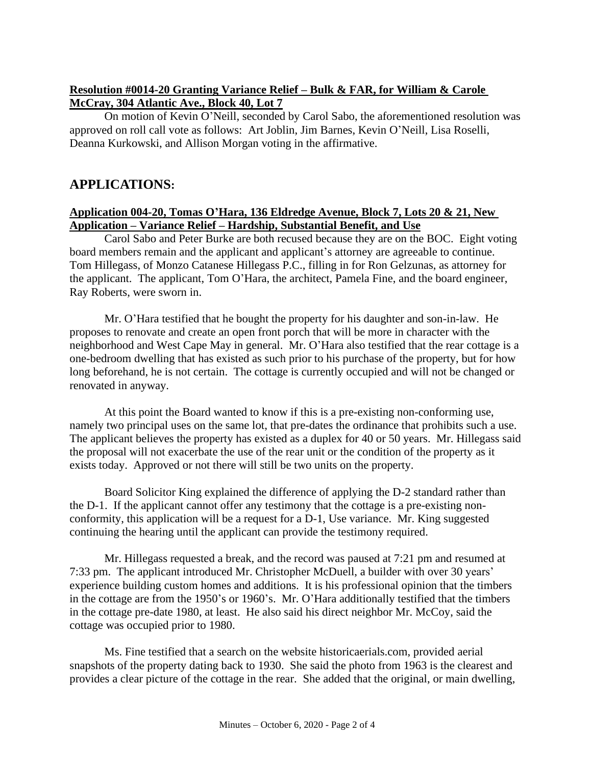**Resolution #0014-20 Granting Variance Relief – Bulk & FAR, for William & Carole McCray, 304 Atlantic Ave., Block 40, Lot 7**

On motion of Kevin O'Neill, seconded by Carol Sabo, the aforementioned resolution was approved on roll call vote as follows: Art Joblin, Jim Barnes, Kevin O'Neill, Lisa Roselli, Deanna Kurkowski, and Allison Morgan voting in the affirmative.

## APPLICATIONS:

**Application 004-20, Tomas O'Hara, 136 Eldredge Avenue, Block 7, Lots 20 & 21, New Application – Variance Relief – Hardship, Substantial Benefit, and Use**

Carol Sabo and Peter Burke are both recused because they are on the BOC. Eight voting board members remain and the applicant and applicant's attorney are agreeable to continue. Tom Hillegass, of Monzo Catanese Hillegass P.C., filling in for Ron Gelzunas, as attorney for the applicant. The applicant, Tom O'Hara, the architect, Pamela Fine, and the board engineer, Ray Roberts, were sworn in.

Mr. O'Hara testified that he bought the property for his daughter and son-in-law. He proposes to renovate and create an open front porch that will be more in character with the neighborhood and West Cape May in general. Mr. O'Hara also testified that the rear cottage is a one-bedroom dwelling that has existed as such prior to his purchase of the property, but for how long beforehand, he is not certain. The cottage is currently occupied and will not be changed or renovated in anyway.

At this point the Board wanted to know if this is a pre-existing non-conforming use, namely two principal uses on the same lot, that pre-dates the ordinance that prohibits such a use. The applicant believes the property has existed as a duplex for 40 or 50 years. Mr. Hillegass said the proposal will not exacerbate the use of the rear unit or the condition of the property as it exists today. Approved or not there will still be two units on the property.

Board Solicitor King explained the difference of applying the D-2 standard rather than the D-1. If the applicant cannot offer any testimony that the cottage is a pre-existing non-conformity, this application will be a request for a D-1, Use variance. Mr. King suggested continuing the hearing until the applicant can provide the testimony required.

Mr. Hillegass requested a break, and the record was paused at 7:21 pm and resumed at 7:33 pm. The applicant introduced Mr. Christopher McDuell, a builder with over 30 years' experience building custom homes and additions. It is his professional opinion that the timbers in the cottage are from the 1950's or 1960's. Mr. O'Hara additionally testified that the timbers in the cottage pre-date 1980, at least. He also said his direct neighbor Mr. McCoy, said the cottage was occupied prior to 1980.

Ms. Fine testified that a search on the website historicaerials.com, provided aerial snapshots of the property dating back to 1930. She said the photo from 1963 is the clearest and provides a clear picture of the cottage in the rear. She added that the original, or main dwelling,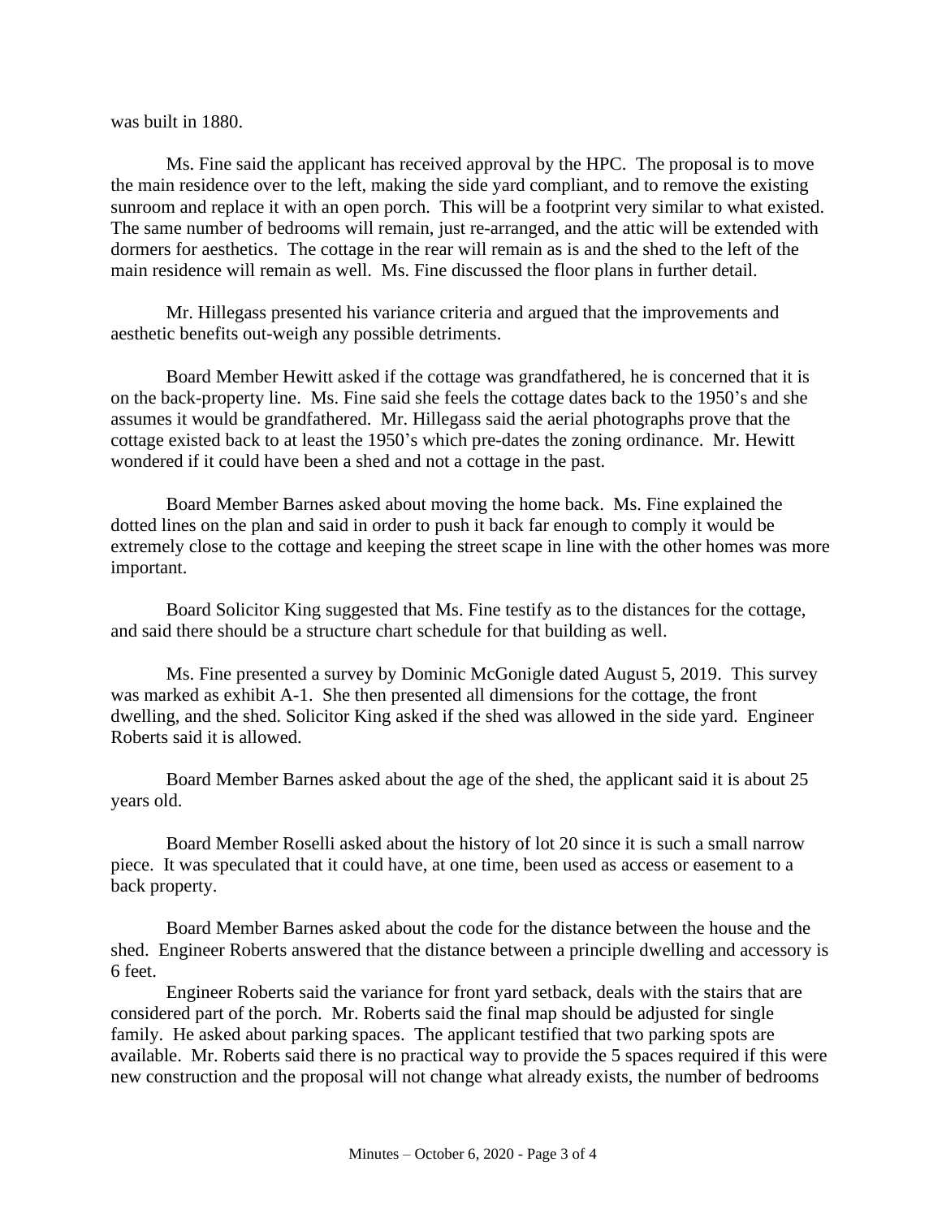was built in 1880.

Ms. Fine said the applicant has received approval by the HPC. The proposal is to move the main residence over to the left, making the side yard compliant, and to remove the existing sunroom and replace it with an open porch. This will be a footprint very similar to what existed. The same number of bedrooms will remain, just re-arranged, and the attic will be extended with dormers for aesthetics. The cottage in the rear will remain as is and the shed to the left of the main residence will remain as well. Ms. Fine discussed the floor plans in further detail.

Mr. Hillegass presented his variance criteria and argued that the improvements and aesthetic benefits out-weigh any possible detriments.

Board Member Hewitt asked if the cottage was grandfathered, he is concerned that it is on the back-property line. Ms. Fine said she feels the cottage dates back to the 1950's and she assumes it would be grandfathered. Mr. Hillegass said the aerial photographs prove that the cottage existed back to at least the 1950's which pre-dates the zoning ordinance. Mr. Hewitt wondered if it could have been a shed and not a cottage in the past.

Board Member Barnes asked about moving the home back. Ms. Fine explained the dotted lines on the plan and said in order to push it back far enough to comply it would be extremely close to the cottage and keeping the street scape in line with the other homes was more important.

Board Solicitor King suggested that Ms. Fine testify as to the distances for the cottage, and said there should be a structure chart schedule for that building as well.

Ms. Fine presented a survey by Dominic McGonigle dated August 5, 2019. This survey was marked as exhibit A-1. She then presented all dimensions for the cottage, the front dwelling, and the shed. Solicitor King asked if the shed was allowed in the side yard. Engineer Roberts said it is allowed.

Board Member Barnes asked about the age of the shed, the applicant said it is about 25 years old.

Board Member Roselli asked about the history of lot 20 since it is such a small narrow piece. It was speculated that it could have, at one time, been used as access or easement to a back property.

Board Member Barnes asked about the code for the distance between the house and the shed. Engineer Roberts answered that the distance between a principle dwelling and accessory is 6 feet.

Engineer Roberts said the variance for front yard setback, deals with the stairs that are considered part of the porch. Mr. Roberts said the final map should be adjusted for single family. He asked about parking spaces. The applicant testified that two parking spots are available. Mr. Roberts said there is no practical way to provide the 5 spaces required if this were new construction and the proposal will not change what already exists, the number of bedrooms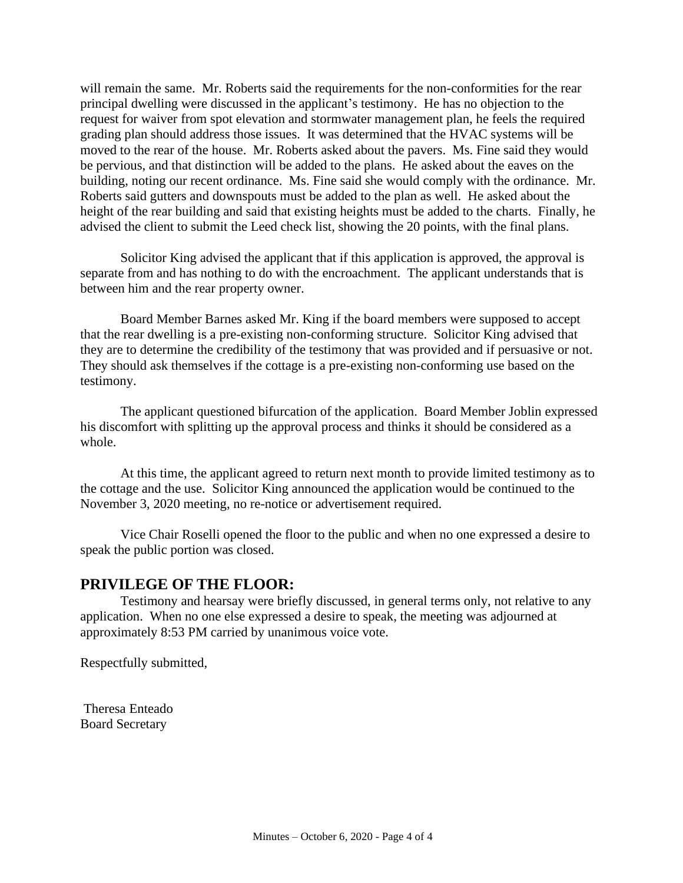will remain the same. Mr. Roberts said the requirements for the non-conformities for the rear principal dwelling were discussed in the applicant's testimony. He has no objection to the request for waiver from spot elevation and stormwater management plan, he feels the required grading plan should address those issues. It was determined that the HVAC systems will be moved to the rear of the house. Mr. Roberts asked about the pavers. Ms. Fine said they would be pervious, and that distinction will be added to the plans. He asked about the eaves on the building, noting our recent ordinance. Ms. Fine said she would comply with the ordinance. Mr. Roberts said gutters and downspouts must be added to the plan as well. He asked about the height of the rear building and said that existing heights must be added to the charts. Finally, he advised the client to submit the Leed check list, showing the 20 points, with the final plans.

Solicitor King advised the applicant that if this application is approved, the approval is separate from and has nothing to do with the encroachment. The applicant understands that is between him and the rear property owner.

Board Member Barnes asked Mr. King if the board members were supposed to accept that the rear dwelling is a pre-existing non-conforming structure. Solicitor King advised that they are to determine the credibility of the testimony that was provided and if persuasive or not. They should ask themselves if the cottage is a pre-existing non-conforming use based on the testimony.

The applicant questioned bifurcation of the application. Board Member Joblin expressed his discomfort with splitting up the approval process and thinks it should be considered as a whole.

At this time, the applicant agreed to return next month to provide limited testimony as to the cottage and the use. Solicitor King announced the application would be continued to the November 3, 2020 meeting, no re-notice or advertisement required.

Vice Chair Roselli opened the floor to the public and when no one expressed a desire to speak the public portion was closed.

## PRIVILEGE OF THE FLOOR:

Testimony and hearsay were briefly discussed, in general terms only, not relative to any application. When no one else expressed a desire to speak, the meeting was adjourned at approximately 8:53 PM carried by unanimous voice vote.

Respectfully submitted,

Theresa Enteado
Board Secretary